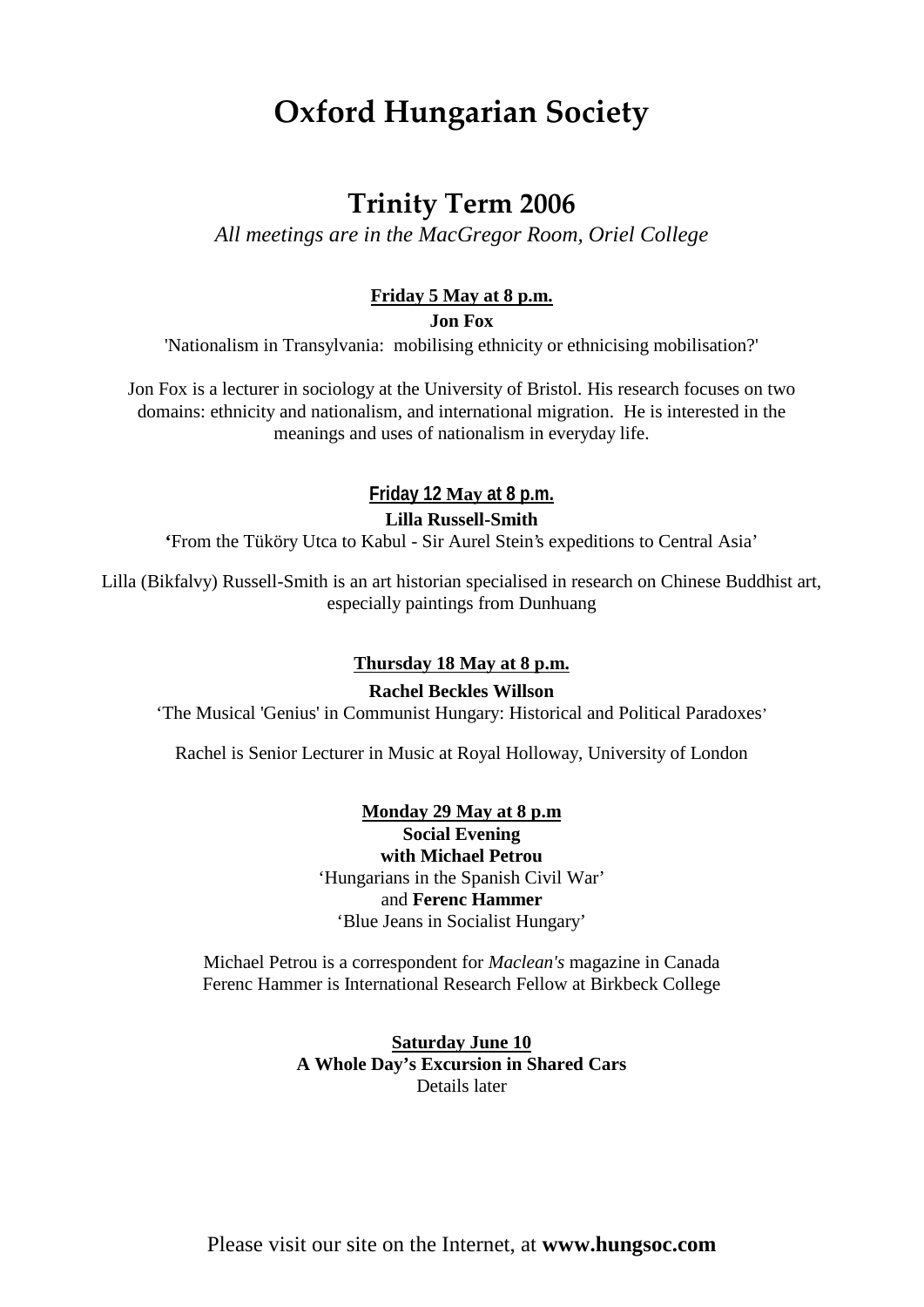# Oxford Hungarian Society

## Trinity Term 2006

*All meetings are in the MacGregor Room, Oriel College*

**Friday 5 May at 8 p.m.**

**Jon Fox**

'Nationalism in Transylvania: mobilising ethnicity or ethnicising mobilisation?'

Jon Fox is a lecturer in sociology at the University of Bristol. His research focuses on two domains: ethnicity and nationalism, and international migration. He is interested in the meanings and uses of nationalism in everyday life.

**Friday 12 May at 8 p.m.**

**Lilla Russell-Smith**

'From the Tüköry Utca to Kabul - Sir Aurel Stein's expeditions to Central Asia'

Lilla (Bikfalvy) Russell-Smith is an art historian specialised in research on Chinese Buddhist art, especially paintings from Dunhuang

**Thursday 18 May at 8 p.m.**

**Rachel Beckles Willson**

'The Musical 'Genius' in Communist Hungary: Historical and Political Paradoxes'

Rachel is Senior Lecturer in Music at Royal Holloway, University of London

**Monday 29 May at 8 p.m**

**Social Evening**

**with Michael Petrou**

'Hungarians in the Spanish Civil War'

and **Ferenc Hammer**

'Blue Jeans in Socialist Hungary'

Michael Petrou is a correspondent for *Maclean's* magazine in Canada
Ferenc Hammer is International Research Fellow at Birkbeck College

**Saturday June 10**

**A Whole Day's Excursion in Shared Cars**

Details later

Please visit our site on the Internet, at **www.hungsoc.com**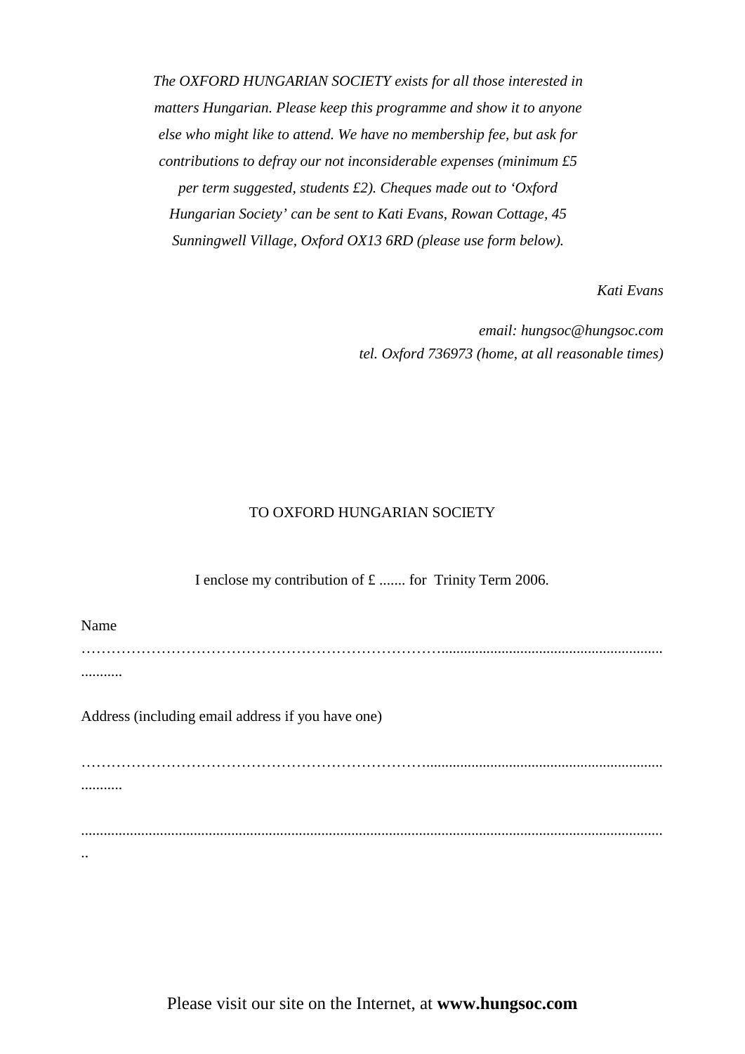*The OXFORD HUNGARIAN SOCIETY exists for all those interested in matters Hungarian. Please keep this programme and show it to anyone else who might like to attend. We have no membership fee, but ask for contributions to defray our not inconsiderable expenses (minimum £5 per term suggested, students £2). Cheques made out to 'Oxford Hungarian Society' can be sent to Kati Evans, Rowan Cottage, 45 Sunningwell Village, Oxford OX13 6RD (please use form below).*

*Kati Evans*

*email: hungsoc@hungsoc.com*
*tel. Oxford 736973 (home, at all reasonable times)*

TO OXFORD HUNGARIAN SOCIETY

I enclose my contribution of £ ....... for Trinity Term 2006.

Name

……………………………………………………………….............................................................

Address (including email address if you have one)

……………………………………………………………….............................................................

.......................................................................................................................................................

Please visit our site on the Internet, at **www.hungsoc.com**